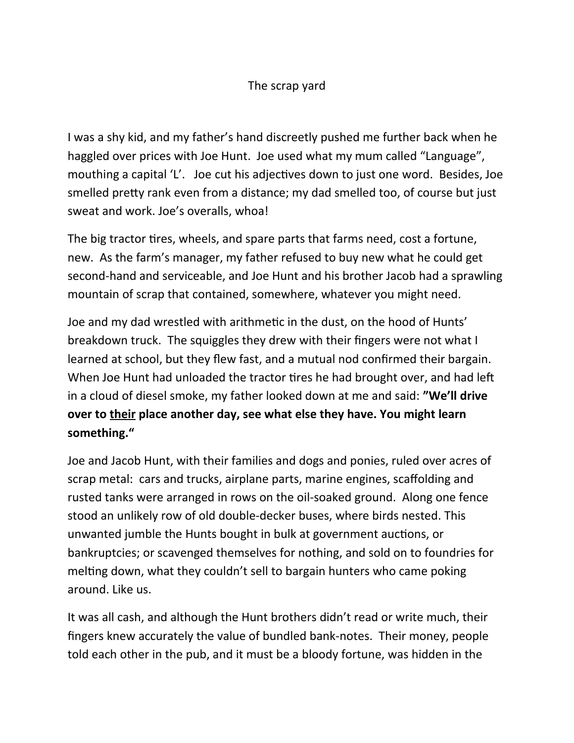# The scrap yard

I was a shy kid, and my father's hand discreetly pushed me further back when he haggled over prices with Joe Hunt. Joe used what my mum called "Language", mouthing a capital 'L'. Joe cut his adjectives down to just one word. Besides, Joe smelled pretty rank even from a distance; my dad smelled too, of course but just sweat and work. Joe's overalls, whoa!

The big tractor tires, wheels, and spare parts that farms need, cost a fortune, new. As the farm's manager, my father refused to buy new what he could get second-hand and serviceable, and Joe Hunt and his brother Jacob had a sprawling mountain of scrap that contained, somewhere, whatever you might need.

Joe and my dad wrestled with arithmetic in the dust, on the hood of Hunts' breakdown truck. The squiggles they drew with their fingers were not what I learned at school, but they flew fast, and a mutual nod confirmed their bargain. When Joe Hunt had unloaded the tractor tires he had brought over, and had left in a cloud of diesel smoke, my father looked down at me and said: **"We'll drive over to <u>their</u> place another day, see what else they have. You might learn something."**

Joe and Jacob Hunt, with their families and dogs and ponies, ruled over acres of scrap metal: cars and trucks, airplane parts, marine engines, scaffolding and rusted tanks were arranged in rows on the oil-soaked ground. Along one fence stood an unlikely row of old double-decker buses, where birds nested. This unwanted jumble the Hunts bought in bulk at government auctions, or bankruptcies; or scavenged themselves for nothing, and sold on to foundries for melting down, what they couldn't sell to bargain hunters who came poking around. Like us.

It was all cash, and although the Hunt brothers didn't read or write much, their fingers knew accurately the value of bundled bank-notes. Their money, people told each other in the pub, and it must be a bloody fortune, was hidden in the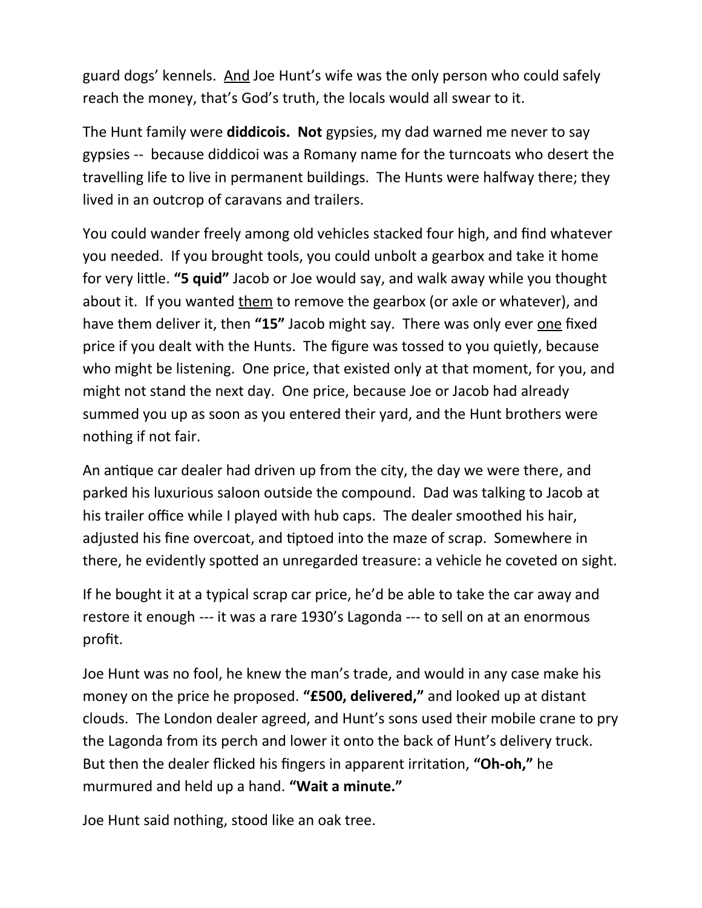guard dogs' kennels. <u>And</u> Joe Hunt's wife was the only person who could safely reach the money, that's God's truth, the locals would all swear to it.

The Hunt family were **diddicois. Not** gypsies, my dad warned me never to say gypsies -- because diddicoi was a Romany name for the turncoats who desert the travelling life to live in permanent buildings. The Hunts were halfway there; they lived in an outcrop of caravans and trailers.

You could wander freely among old vehicles stacked four high, and find whatever you needed. If you brought tools, you could unbolt a gearbox and take it home for very little. **"5 quid"** Jacob or Joe would say, and walk away while you thought about it. If you wanted <u>them</u> to remove the gearbox (or axle or whatever), and have them deliver it, then **"15"** Jacob might say. There was only ever <u>one</u> fixed price if you dealt with the Hunts. The figure was tossed to you quietly, because who might be listening. One price, that existed only at that moment, for you, and might not stand the next day. One price, because Joe or Jacob had already summed you up as soon as you entered their yard, and the Hunt brothers were nothing if not fair.

An antique car dealer had driven up from the city, the day we were there, and parked his luxurious saloon outside the compound. Dad was talking to Jacob at his trailer office while I played with hub caps. The dealer smoothed his hair, adjusted his fine overcoat, and tiptoed into the maze of scrap. Somewhere in there, he evidently spotted an unregarded treasure: a vehicle he coveted on sight.

If he bought it at a typical scrap car price, he'd be able to take the car away and restore it enough --- it was a rare 1930's Lagonda --- to sell on at an enormous profit.

Joe Hunt was no fool, he knew the man's trade, and would in any case make his money on the price he proposed. **"£500, delivered,"** and looked up at distant clouds. The London dealer agreed, and Hunt's sons used their mobile crane to pry the Lagonda from its perch and lower it onto the back of Hunt's delivery truck. But then the dealer flicked his fingers in apparent irritation, **"Oh-oh,"** he murmured and held up a hand. **"Wait a minute."**

Joe Hunt said nothing, stood like an oak tree.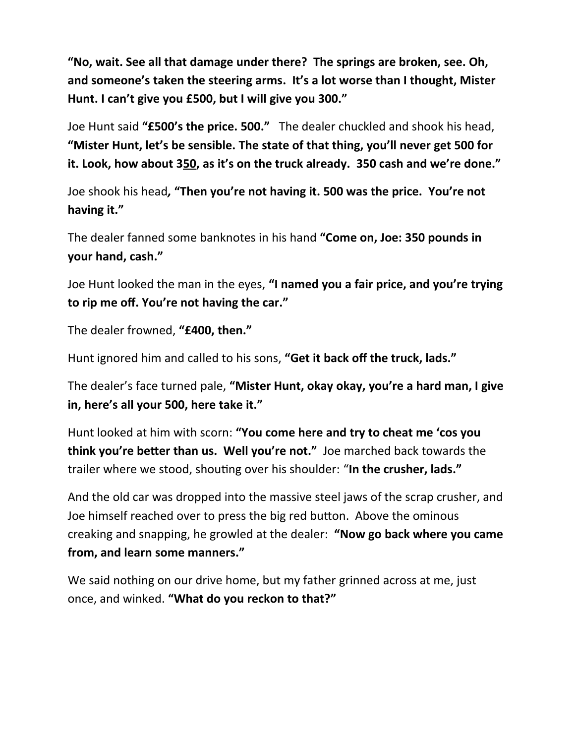**“No, wait. See all that damage under there?  The springs are broken, see. Oh, and someone’s taken the steering arms.  It’s a lot worse than I thought, Mister Hunt. I can’t give you £500, but I will give you 300.”**

Joe Hunt said **“£500’s the price. 500.”**   The dealer chuckled and shook his head, **“Mister Hunt, let’s be sensible. The state of that thing, you’ll never get 500 for it. Look, how about 3<u>50</u>, as it’s on the truck already.  350 cash and we’re done.”**

Joe shook his head*,* **“Then you’re not having it. 500 was the price.  You’re not having it.”**

The dealer fanned some banknotes in his hand **“Come on, Joe: 350 pounds in your hand, cash.”**

Joe Hunt looked the man in the eyes, **“I named you a fair price, and you’re trying to rip me off. You’re not having the car.”**

The dealer frowned, **“£400, then.”**

Hunt ignored him and called to his sons, **“Get it back off the truck, lads.”**

The dealer’s face turned pale, **“Mister Hunt, okay okay, you’re a hard man, I give in, here’s all your 500, here take it.”**

Hunt looked at him with scorn: **“You come here and try to cheat me ‘cos you think you’re better than us.  Well you’re not.”**  Joe marched back towards the trailer where we stood, shouting over his shoulder: “**In the crusher, lads.”**

And the old car was dropped into the massive steel jaws of the scrap crusher, and Joe himself reached over to press the big red button.  Above the ominous creaking and snapping, he growled at the dealer:  **“Now go back where you came from, and learn some manners.”**

We said nothing on our drive home, but my father grinned across at me, just once, and winked. **“What do you reckon to that?”**